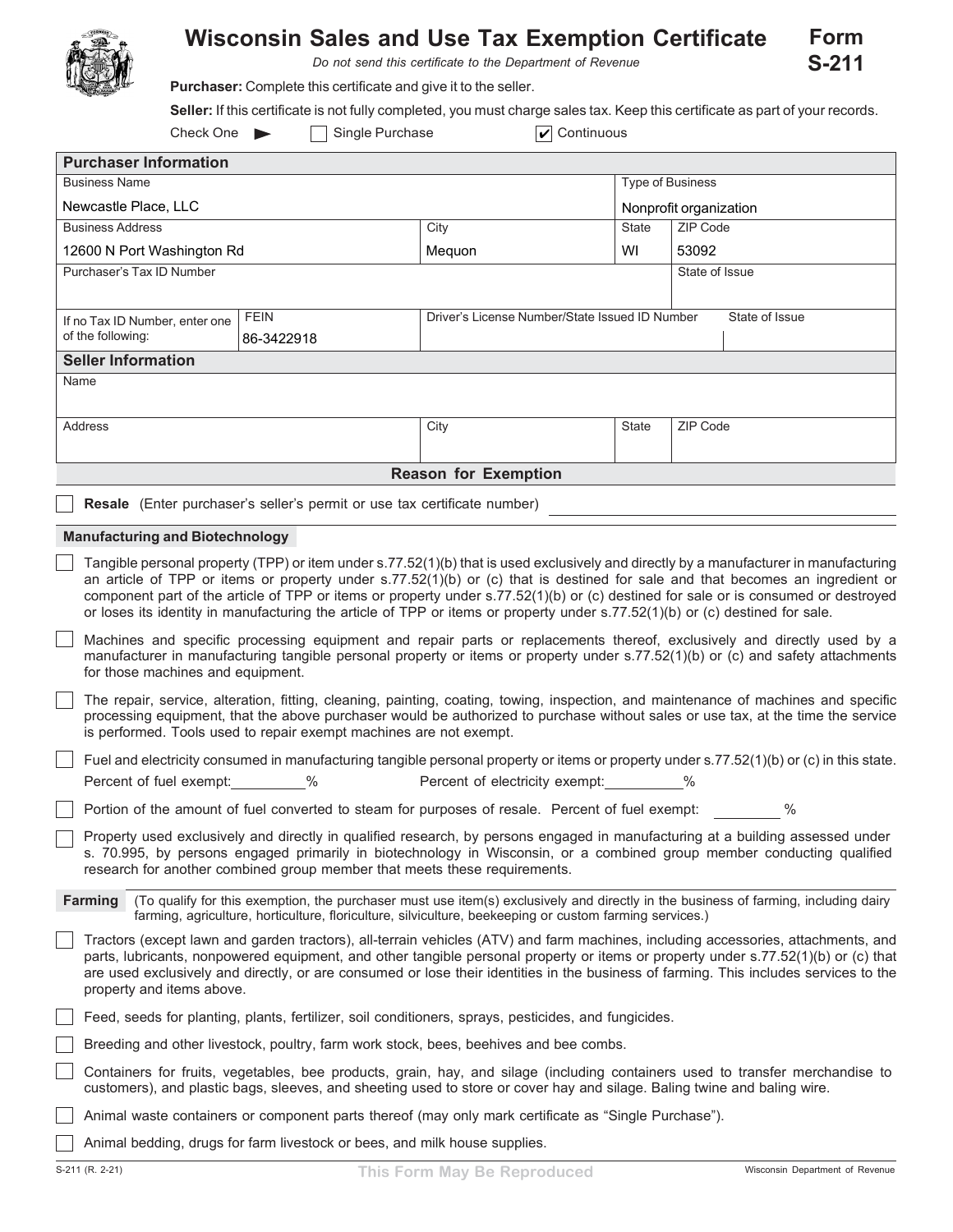# Wisconsin Sales and Use Tax Exemption Certificate

**Form S-211**

*Do not send this certificate to the Department of Revenue*

**Purchaser:** Complete this certificate and give it to the seller.

**Seller:** If this certificate is not fully completed, you must charge sales tax. Keep this certificate as part of your records.

Check One ► ☐ Single Purchase ☑ Continuous

## Purchaser Information

| Business Name | | Type of Business | |
|---|---|---|---|
| Newcastle Place, LLC | | Nonprofit organization | |
| **Business Address** | **City** | **State** | **ZIP Code** |
| 12600 N Port Washington Rd | Mequon | WI | 53092 |
| **Purchaser's Tax ID Number** | | | **State of Issue** |
| | | | |

| If no Tax ID Number, enter one of the following: | FEIN | Driver's License Number/State Issued ID Number | State of Issue |
|---|---|---|---|
| | 86-3422918 | | |

## Seller Information

| Name | | | |
|---|---|---|---|
| | | | |
| **Address** | **City** | **State** | **ZIP Code** |
| | | | |

## Reason for Exemption

☐ **Resale** (Enter purchaser's seller's permit or use tax certificate number) ____________________

### Manufacturing and Biotechnology

☐ Tangible personal property (TPP) or item under s.77.52(1)(b) that is used exclusively and directly by a manufacturer in manufacturing an article of TPP or items or property under s.77.52(1)(b) or (c) that is destined for sale and that becomes an ingredient or component part of the article of TPP or items or property under s.77.52(1)(b) or (c) destined for sale or is consumed or destroyed or loses its identity in manufacturing the article of TPP or items or property under s.77.52(1)(b) or (c) destined for sale.

☐ Machines and specific processing equipment and repair parts or replacements thereof, exclusively and directly used by a manufacturer in manufacturing tangible personal property or items or property under s.77.52(1)(b) or (c) and safety attachments for those machines and equipment.

☐ The repair, service, alteration, fitting, cleaning, painting, coating, towing, inspection, and maintenance of machines and specific processing equipment, that the above purchaser would be authorized to purchase without sales or use tax, at the time the service is performed. Tools used to repair exempt machines are not exempt.

☐ Fuel and electricity consumed in manufacturing tangible personal property or items or property under s.77.52(1)(b) or (c) in this state.
Percent of fuel exempt:________% Percent of electricity exempt:________%

☐ Portion of the amount of fuel converted to steam for purposes of resale. Percent of fuel exempt: ________%

☐ Property used exclusively and directly in qualified research, by persons engaged in manufacturing at a building assessed under s. 70.995, by persons engaged primarily in biotechnology in Wisconsin, or a combined group member conducting qualified research for another combined group member that meets these requirements.

### Farming

(To qualify for this exemption, the purchaser must use item(s) exclusively and directly in the business of farming, including dairy farming, agriculture, horticulture, floriculture, silviculture, beekeeping or custom farming services.)

☐ Tractors (except lawn and garden tractors), all-terrain vehicles (ATV) and farm machines, including accessories, attachments, and parts, lubricants, nonpowered equipment, and other tangible personal property or items or property under s.77.52(1)(b) or (c) that are used exclusively and directly, or are consumed or lose their identities in the business of farming. This includes services to the property and items above.

☐ Feed, seeds for planting, plants, fertilizer, soil conditioners, sprays, pesticides, and fungicides.

☐ Breeding and other livestock, poultry, farm work stock, bees, beehives and bee combs.

☐ Containers for fruits, vegetables, bee products, grain, hay, and silage (including containers used to transfer merchandise to customers), and plastic bags, sleeves, and sheeting used to store or cover hay and silage. Baling twine and baling wire.

☐ Animal waste containers or component parts thereof (may only mark certificate as "Single Purchase").

☐ Animal bedding, drugs for farm livestock or bees, and milk house supplies.

S-211 (R. 2-21) **This Form May Be Reproduced** Wisconsin Department of Revenue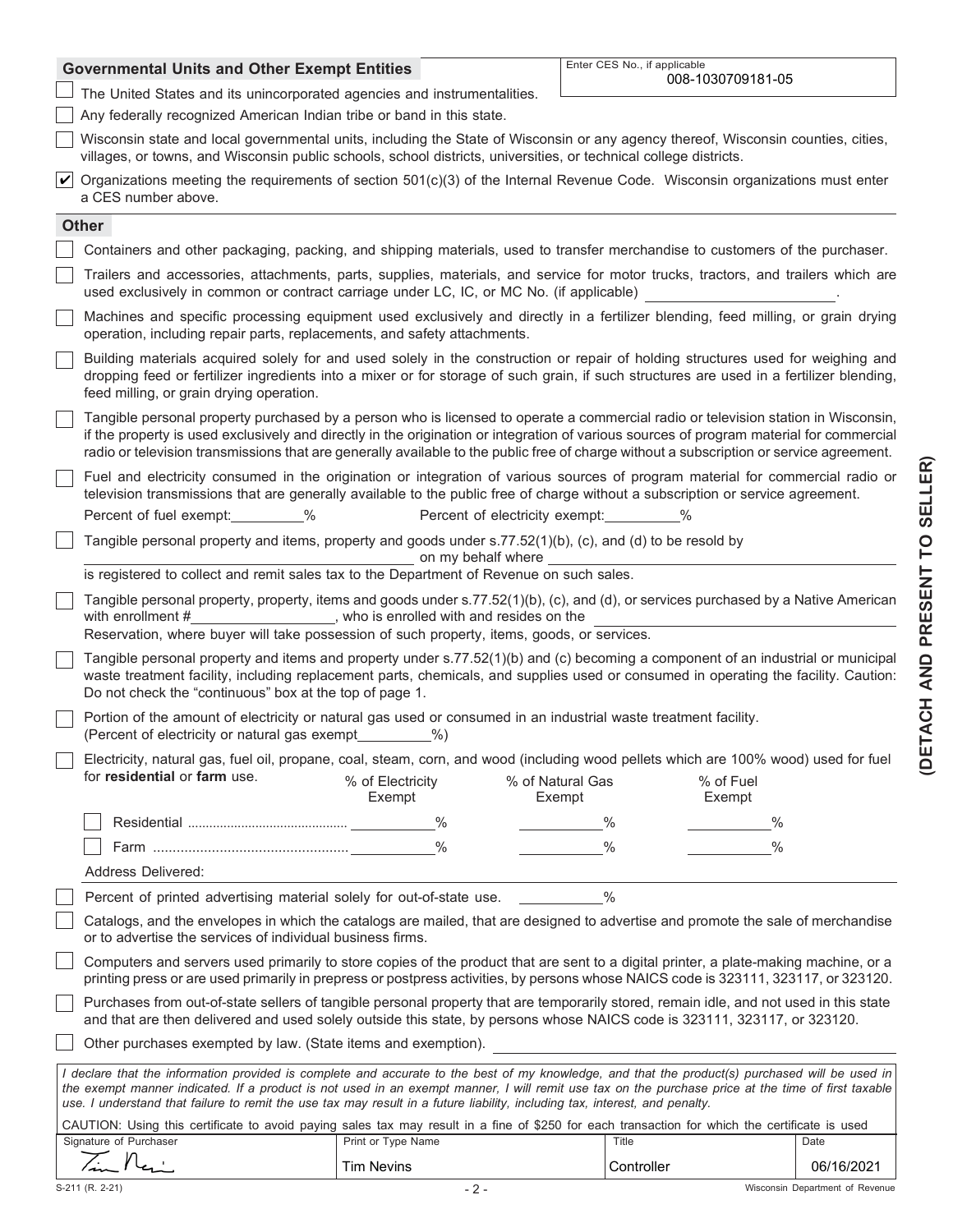## Governmental Units and Other Exempt Entities

Enter CES No., if applicable
008-1030709181-05

- [ ] The United States and its unincorporated agencies and instrumentalities.
- [ ] Any federally recognized American Indian tribe or band in this state.
- [ ] Wisconsin state and local governmental units, including the State of Wisconsin or any agency thereof, Wisconsin counties, cities, villages, or towns, and Wisconsin public schools, school districts, universities, or technical college districts.
- [x] Organizations meeting the requirements of section 501(c)(3) of the Internal Revenue Code. Wisconsin organizations must enter a CES number above.

## Other

- [ ] Containers and other packaging, packing, and shipping materials, used to transfer merchandise to customers of the purchaser.
- [ ] Trailers and accessories, attachments, parts, supplies, materials, and service for motor trucks, tractors, and trailers which are used exclusively in common or contract carriage under LC, IC, or MC No. (if applicable) ________________.
- [ ] Machines and specific processing equipment used exclusively and directly in a fertilizer blending, feed milling, or grain drying operation, including repair parts, replacements, and safety attachments.
- [ ] Building materials acquired solely for and used solely in the construction or repair of holding structures used for weighing and dropping feed or fertilizer ingredients into a mixer or for storage of such grain, if such structures are used in a fertilizer blending, feed milling, or grain drying operation.
- [ ] Tangible personal property purchased by a person who is licensed to operate a commercial radio or television station in Wisconsin, if the property is used exclusively and directly in the origination or integration of various sources of program material for commercial radio or television transmissions that are generally available to the public free of charge without a subscription or service agreement.
- [ ] Fuel and electricity consumed in the origination or integration of various sources of program material for commercial radio or television transmissions that are generally available to the public free of charge without a subscription or service agreement.
  Percent of fuel exempt: ________% Percent of electricity exempt: ________%
- [ ] Tangible personal property and items, property and goods under s.77.52(1)(b), (c), and (d) to be resold by ________________ on my behalf where ________________ is registered to collect and remit sales tax to the Department of Revenue on such sales.
- [ ] Tangible personal property, property, items and goods under s.77.52(1)(b), (c), and (d), or services purchased by a Native American with enrollment # ________________, who is enrolled with and resides on the ________________ Reservation, where buyer will take possession of such property, items, goods, or services.
- [ ] Tangible personal property and items and property under s.77.52(1)(b) and (c) becoming a component of an industrial or municipal waste treatment facility, including replacement parts, chemicals, and supplies used or consumed in operating the facility. Caution: Do not check the "continuous" box at the top of page 1.
- [ ] Portion of the amount of electricity or natural gas used or consumed in an industrial waste treatment facility. (Percent of electricity or natural gas exempt ________%)
- [ ] Electricity, natural gas, fuel oil, propane, coal, steam, corn, and wood (including wood pellets which are 100% wood) used for fuel for **residential** or **farm** use.

| | % of Electricity Exempt | % of Natural Gas Exempt | % of Fuel Exempt |
|---|---|---|---|
| [ ] Residential | % | % | % |
| [ ] Farm | % | % | % |

  Address Delivered:
- [ ] Percent of printed advertising material solely for out-of-state use. ________%
- [ ] Catalogs, and the envelopes in which the catalogs are mailed, that are designed to advertise and promote the sale of merchandise or to advertise the services of individual business firms.
- [ ] Computers and servers used primarily to store copies of the product that are sent to a digital printer, a plate-making machine, or a printing press or are used primarily in prepress or postpress activities, by persons whose NAICS code is 323111, 323117, or 323120.
- [ ] Purchases from out-of-state sellers of tangible personal property that are temporarily stored, remain idle, and not used in this state and that are then delivered and used solely outside this state, by persons whose NAICS code is 323111, 323117, or 323120.
- [ ] Other purchases exempted by law. (State items and exemption). ________________

*I declare that the information provided is complete and accurate to the best of my knowledge, and that the product(s) purchased will be used in the exempt manner indicated. If a product is not used in an exempt manner, I will remit use tax on the purchase price at the time of first taxable use. I understand that failure to remit the use tax may result in a future liability, including tax, interest, and penalty.*

CAUTION: Using this certificate to avoid paying sales tax may result in a fine of $250 for each transaction for which the certificate is used

| Signature of Purchaser | Print or Type Name | Title | Date |
|---|---|---|---|
| Tim Nevins (signature) | Tim Nevins | Controller | 06/16/2021 |

S-211 (R. 2-21) Wisconsin Department of Revenue

(DETACH AND PRESENT TO SELLER)